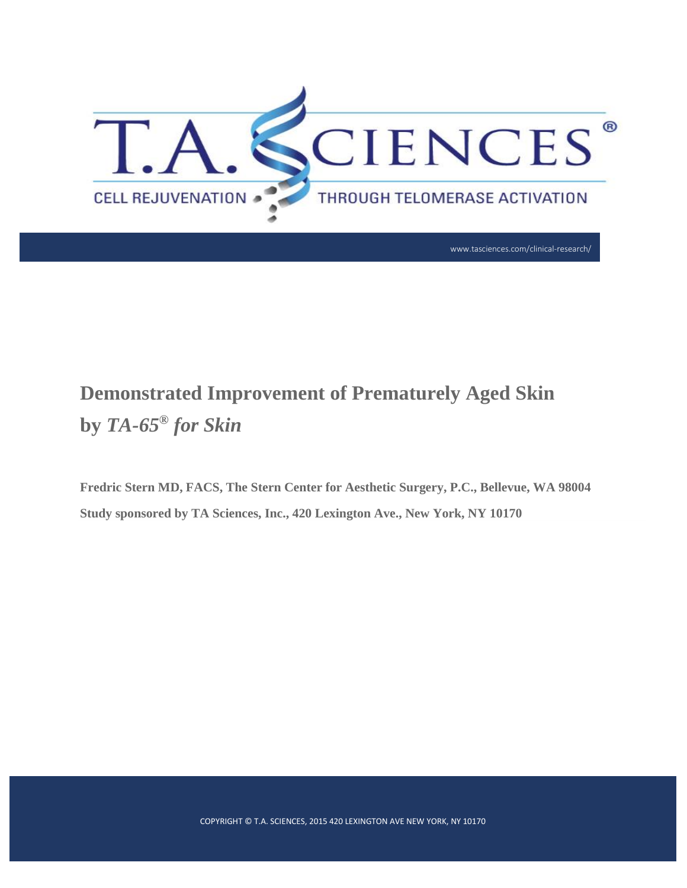T.A. SCIENCES®

CELL REJUVENATION THROUGH TELOMERASE ACTIVATION

www.tasciences.com/clinical-research/

# Demonstrated Improvement of Prematurely Aged Skin by *TA-65® for Skin*

**Fredric Stern MD, FACS, The Stern Center for Aesthetic Surgery, P.C., Bellevue, WA 98004**

**Study sponsored by TA Sciences, Inc., 420 Lexington Ave., New York, NY 10170**

COPYRIGHT © T.A. SCIENCES, 2015 420 LEXINGTON AVE NEW YORK, NY 10170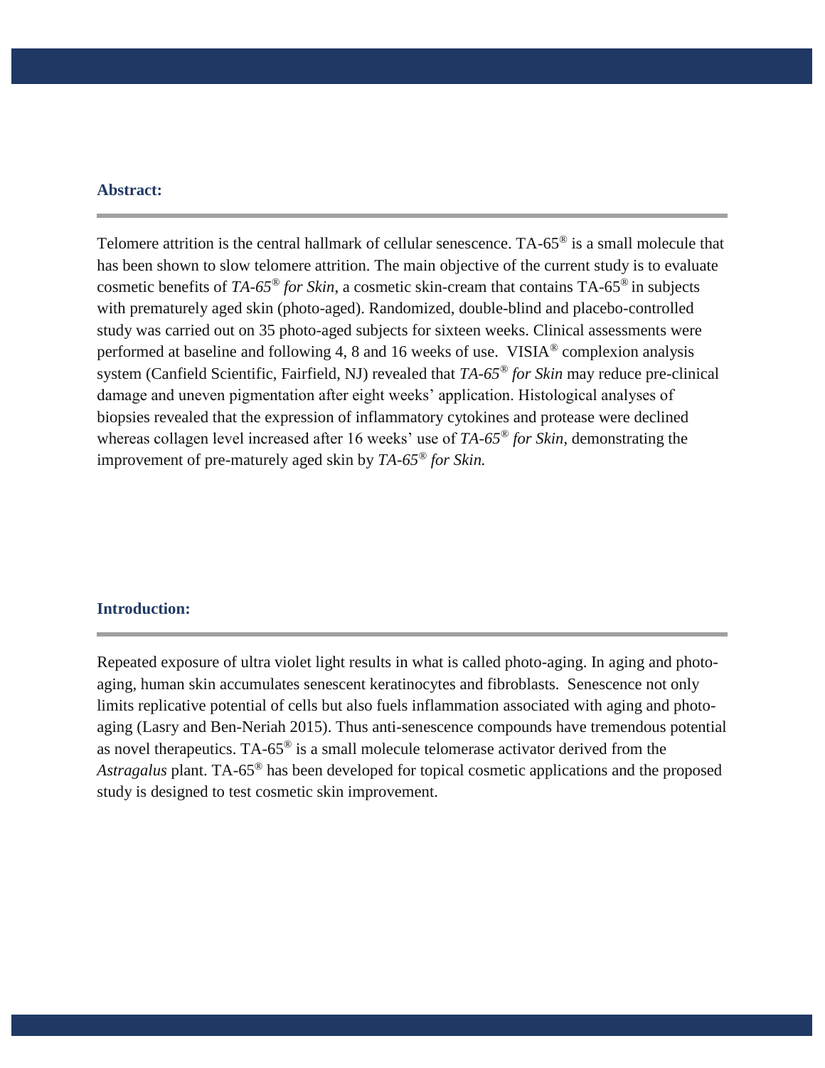## Abstract:

Telomere attrition is the central hallmark of cellular senescence. TA-65® is a small molecule that has been shown to slow telomere attrition. The main objective of the current study is to evaluate cosmetic benefits of *TA-65® for Skin*, a cosmetic skin-cream that contains TA-65® in subjects with prematurely aged skin (photo-aged). Randomized, double-blind and placebo-controlled study was carried out on 35 photo-aged subjects for sixteen weeks. Clinical assessments were performed at baseline and following 4, 8 and 16 weeks of use. VISIA® complexion analysis system (Canfield Scientific, Fairfield, NJ) revealed that *TA-65® for Skin* may reduce pre-clinical damage and uneven pigmentation after eight weeks' application. Histological analyses of biopsies revealed that the expression of inflammatory cytokines and protease were declined whereas collagen level increased after 16 weeks' use of *TA-65® for Skin*, demonstrating the improvement of pre-maturely aged skin by *TA-65® for Skin.*

## Introduction:

Repeated exposure of ultra violet light results in what is called photo-aging. In aging and photo-aging, human skin accumulates senescent keratinocytes and fibroblasts. Senescence not only limits replicative potential of cells but also fuels inflammation associated with aging and photo-aging (Lasry and Ben-Neriah 2015). Thus anti-senescence compounds have tremendous potential as novel therapeutics. TA-65® is a small molecule telomerase activator derived from the *Astragalus* plant. TA-65® has been developed for topical cosmetic applications and the proposed study is designed to test cosmetic skin improvement.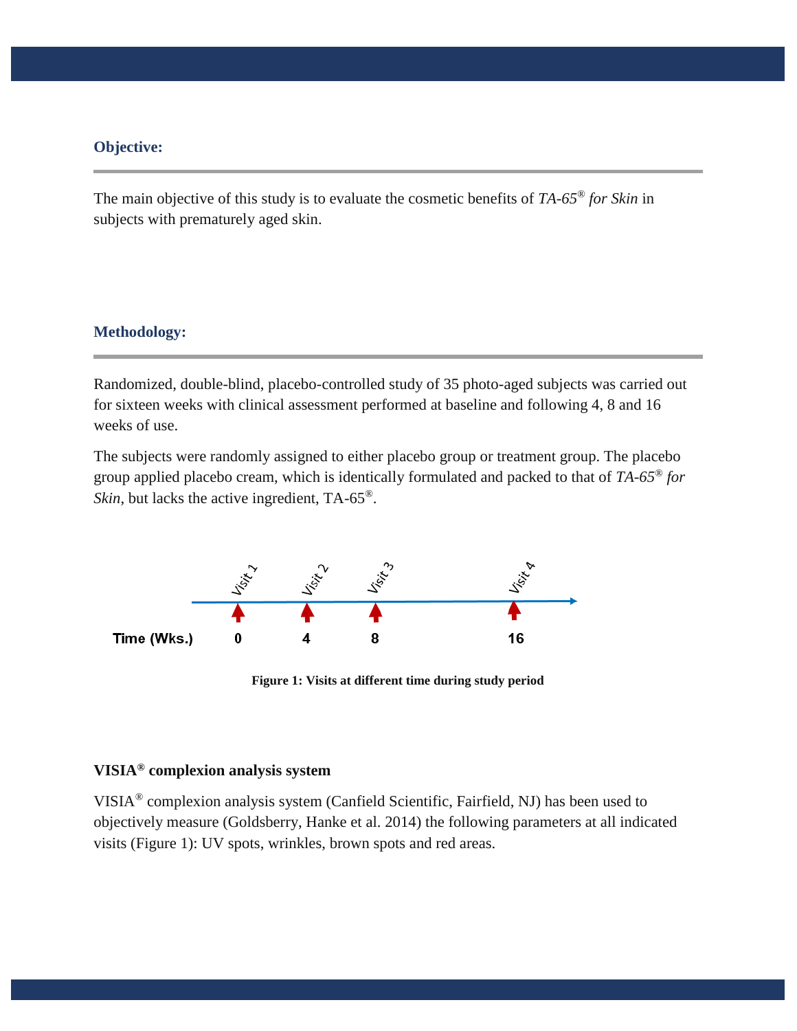## Objective:

The main objective of this study is to evaluate the cosmetic benefits of *TA-65® for Skin* in subjects with prematurely aged skin.

## Methodology:

Randomized, double-blind, placebo-controlled study of 35 photo-aged subjects was carried out for sixteen weeks with clinical assessment performed at baseline and following 4, 8 and 16 weeks of use.

The subjects were randomly assigned to either placebo group or treatment group. The placebo group applied placebo cream, which is identically formulated and packed to that of *TA-65® for Skin*, but lacks the active ingredient, TA-65®.

| Time (Wks.) | Visit 1 | Visit 2 | Visit 3 | Visit 4 |
|---|---|---|---|---|
| | 0 | 4 | 8 | 16 |

**Figure 1: Visits at different time during study period**

### VISIA® complexion analysis system

VISIA® complexion analysis system (Canfield Scientific, Fairfield, NJ) has been used to objectively measure (Goldsberry, Hanke et al. 2014) the following parameters at all indicated visits (Figure 1): UV spots, wrinkles, brown spots and red areas.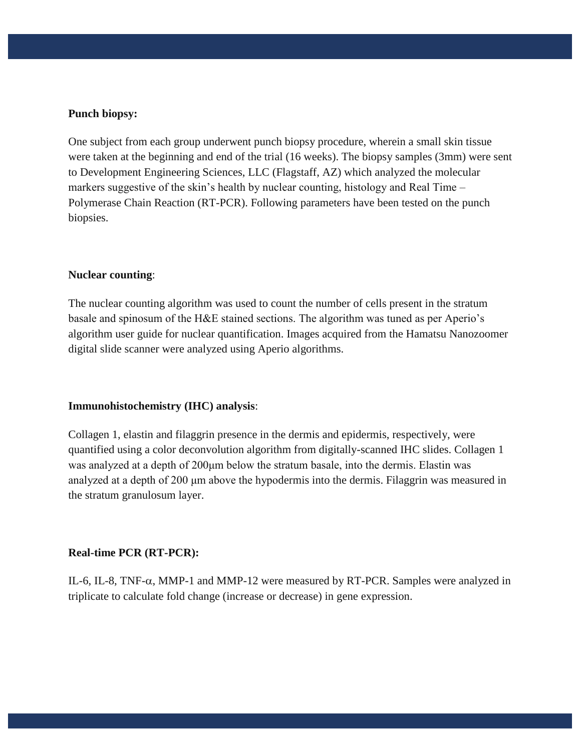**Punch biopsy:**

One subject from each group underwent punch biopsy procedure, wherein a small skin tissue were taken at the beginning and end of the trial (16 weeks). The biopsy samples (3mm) were sent to Development Engineering Sciences, LLC (Flagstaff, AZ) which analyzed the molecular markers suggestive of the skin's health by nuclear counting, histology and Real Time – Polymerase Chain Reaction (RT-PCR). Following parameters have been tested on the punch biopsies.

**Nuclear counting**:

The nuclear counting algorithm was used to count the number of cells present in the stratum basale and spinosum of the H&E stained sections. The algorithm was tuned as per Aperio's algorithm user guide for nuclear quantification. Images acquired from the Hamatsu Nanozoomer digital slide scanner were analyzed using Aperio algorithms.

**Immunohistochemistry (IHC) analysis**:

Collagen 1, elastin and filaggrin presence in the dermis and epidermis, respectively, were quantified using a color deconvolution algorithm from digitally-scanned IHC slides. Collagen 1 was analyzed at a depth of 200μm below the stratum basale, into the dermis. Elastin was analyzed at a depth of 200 μm above the hypodermis into the dermis. Filaggrin was measured in the stratum granulosum layer.

**Real-time PCR (RT-PCR):**

IL-6, IL-8, TNF-$\alpha$, MMP-1 and MMP-12 were measured by RT-PCR. Samples were analyzed in triplicate to calculate fold change (increase or decrease) in gene expression.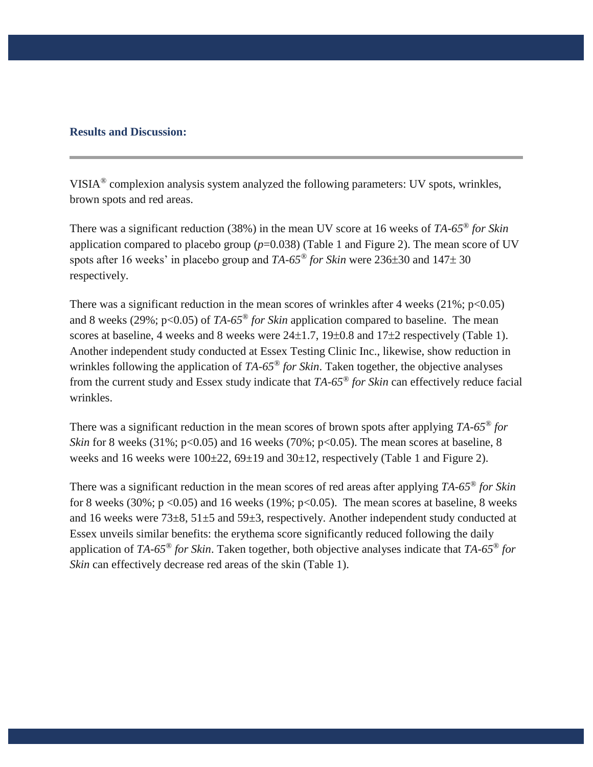### Results and Discussion:

VISIA® complexion analysis system analyzed the following parameters: UV spots, wrinkles, brown spots and red areas.

There was a significant reduction (38%) in the mean UV score at 16 weeks of *TA-65® for Skin* application compared to placebo group (*p*=0.038) (Table 1 and Figure 2). The mean score of UV spots after 16 weeks' in placebo group and *TA-65® for Skin* were 236±30 and 147± 30 respectively.

There was a significant reduction in the mean scores of wrinkles after 4 weeks (21%; $p<0.05$) and 8 weeks (29%; $p<0.05$) of *TA-65® for Skin* application compared to baseline. The mean scores at baseline, 4 weeks and 8 weeks were 24±1.7, 19±0.8 and 17±2 respectively (Table 1). Another independent study conducted at Essex Testing Clinic Inc., likewise, show reduction in wrinkles following the application of *TA-65® for Skin*. Taken together, the objective analyses from the current study and Essex study indicate that *TA-65® for Skin* can effectively reduce facial wrinkles.

There was a significant reduction in the mean scores of brown spots after applying *TA-65® for Skin* for 8 weeks (31%; $p<0.05$) and 16 weeks (70%; $p<0.05$). The mean scores at baseline, 8 weeks and 16 weeks were 100±22, 69±19 and 30±12, respectively (Table 1 and Figure 2).

There was a significant reduction in the mean scores of red areas after applying *TA-65® for Skin* for 8 weeks (30%; $p<0.05$) and 16 weeks (19%; $p<0.05$). The mean scores at baseline, 8 weeks and 16 weeks were 73±8, 51±5 and 59±3, respectively. Another independent study conducted at Essex unveils similar benefits: the erythema score significantly reduced following the daily application of *TA-65® for Skin*. Taken together, both objective analyses indicate that *TA-65® for Skin* can effectively decrease red areas of the skin (Table 1).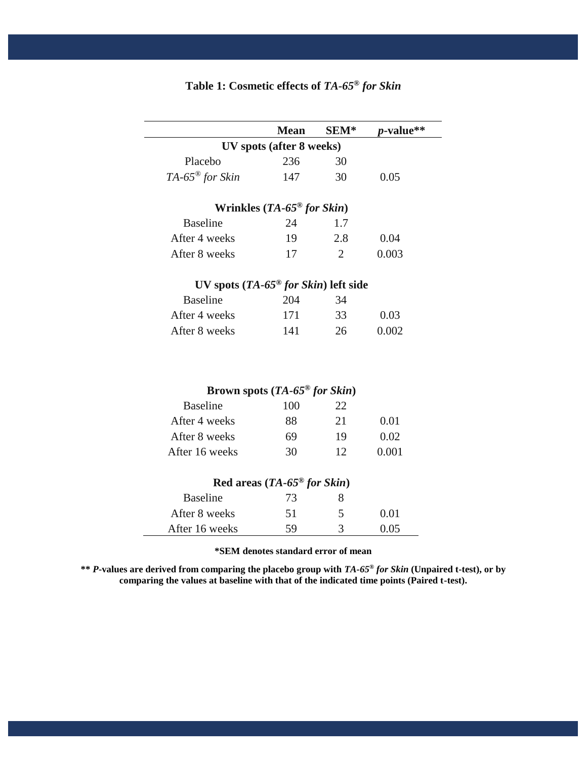**Table 1: Cosmetic effects of *TA-65® for Skin***

| | **Mean** | **SEM*** | ***p*-value**** |
|---|---|---|---|
| **UV spots (after 8 weeks)** | | | |
| Placebo | 236 | 30 | |
| *TA-65® for Skin* | 147 | 30 | 0.05 |
| **Wrinkles (*TA-65® for Skin*)** | | | |
| Baseline | 24 | 1.7 | |
| After 4 weeks | 19 | 2.8 | 0.04 |
| After 8 weeks | 17 | 2 | 0.003 |
| **UV spots (*TA-65® for Skin*) left side** | | | |
| Baseline | 204 | 34 | |
| After 4 weeks | 171 | 33 | 0.03 |
| After 8 weeks | 141 | 26 | 0.002 |
| **Brown spots (*TA-65® for Skin*)** | | | |
| Baseline | 100 | 22 | |
| After 4 weeks | 88 | 21 | 0.01 |
| After 8 weeks | 69 | 19 | 0.02 |
| After 16 weeks | 30 | 12 | 0.001 |
| **Red areas (*TA-65® for Skin*)** | | | |
| Baseline | 73 | 8 | |
| After 8 weeks | 51 | 5 | 0.01 |
| After 16 weeks | 59 | 3 | 0.05 |

**\*SEM denotes standard error of mean**

**\*\* *P*-values are derived from comparing the placebo group with *TA-65® for Skin* (Unpaired t-test), or by comparing the values at baseline with that of the indicated time points (Paired t-test).**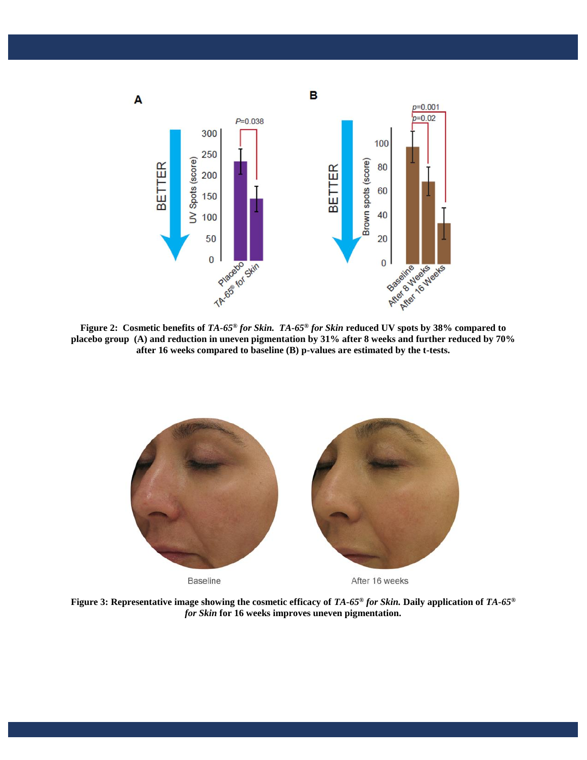**Figure 2: Cosmetic benefits of *TA-65® for Skin.* *TA-65® for Skin* reduced UV spots by 38% compared to placebo group (A) and reduction in uneven pigmentation by 31% after 8 weeks and further reduced by 70% after 16 weeks compared to baseline (B) p-values are estimated by the t-tests.**

**Figure 3: Representative image showing the cosmetic efficacy of *TA-65® for Skin.* Daily application of *TA-65® for Skin* for 16 weeks improves uneven pigmentation.**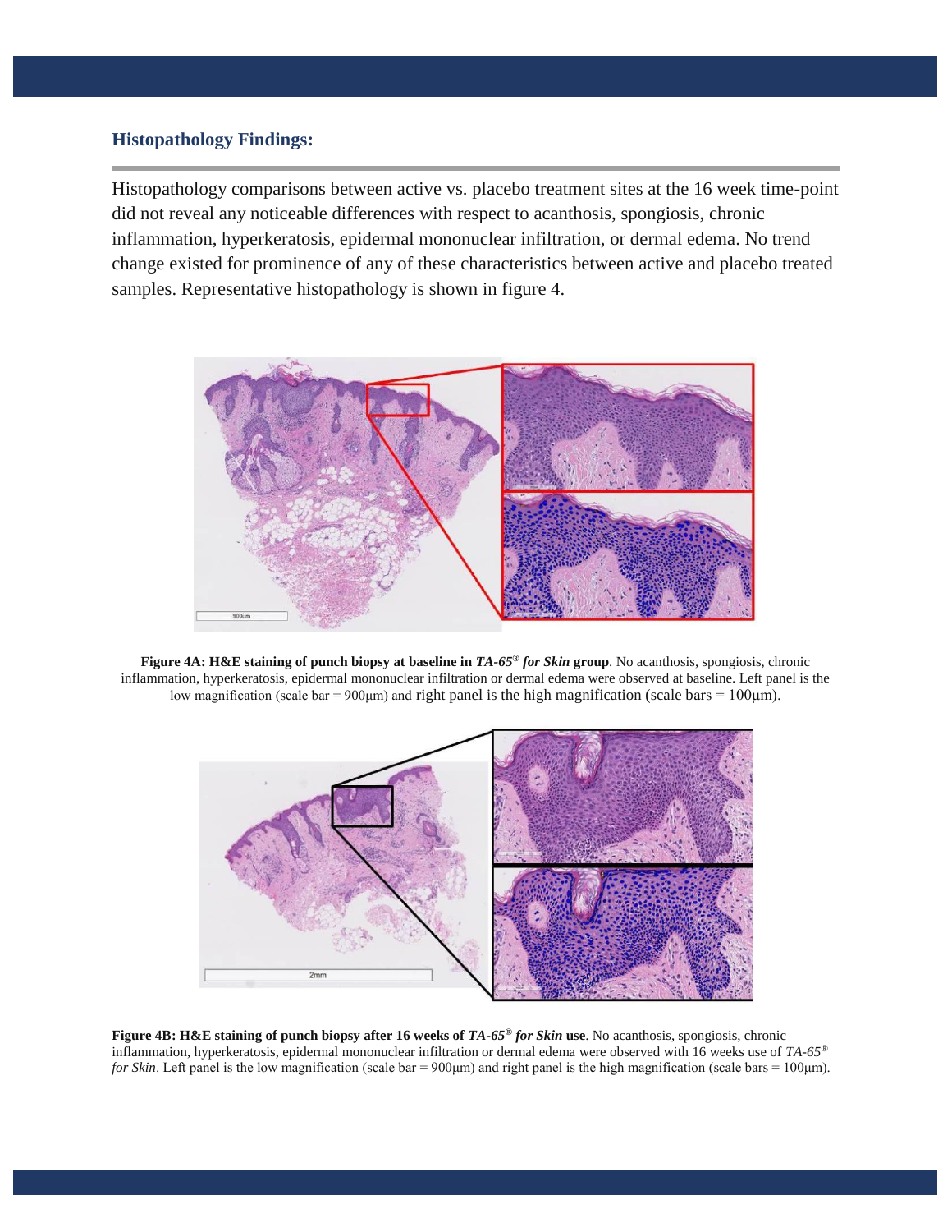## Histopathology Findings:

Histopathology comparisons between active vs. placebo treatment sites at the 16 week time-point did not reveal any noticeable differences with respect to acanthosis, spongiosis, chronic inflammation, hyperkeratosis, epidermal mononuclear infiltration, or dermal edema. No trend change existed for prominence of any of these characteristics between active and placebo treated samples. Representative histopathology is shown in figure 4.

**Figure 4A: H&E staining of punch biopsy at baseline in *TA-65® for Skin* group**. No acanthosis, spongiosis, chronic inflammation, hyperkeratosis, epidermal mononuclear infiltration or dermal edema were observed at baseline. Left panel is the low magnification (scale bar = 900μm) and right panel is the high magnification (scale bars = 100μm).

**Figure 4B: H&E staining of punch biopsy after 16 weeks of *TA-65® for Skin* use**. No acanthosis, spongiosis, chronic inflammation, hyperkeratosis, epidermal mononuclear infiltration or dermal edema were observed with 16 weeks use of *TA-65® for Skin*. Left panel is the low magnification (scale bar = 900μm) and right panel is the high magnification (scale bars = 100μm).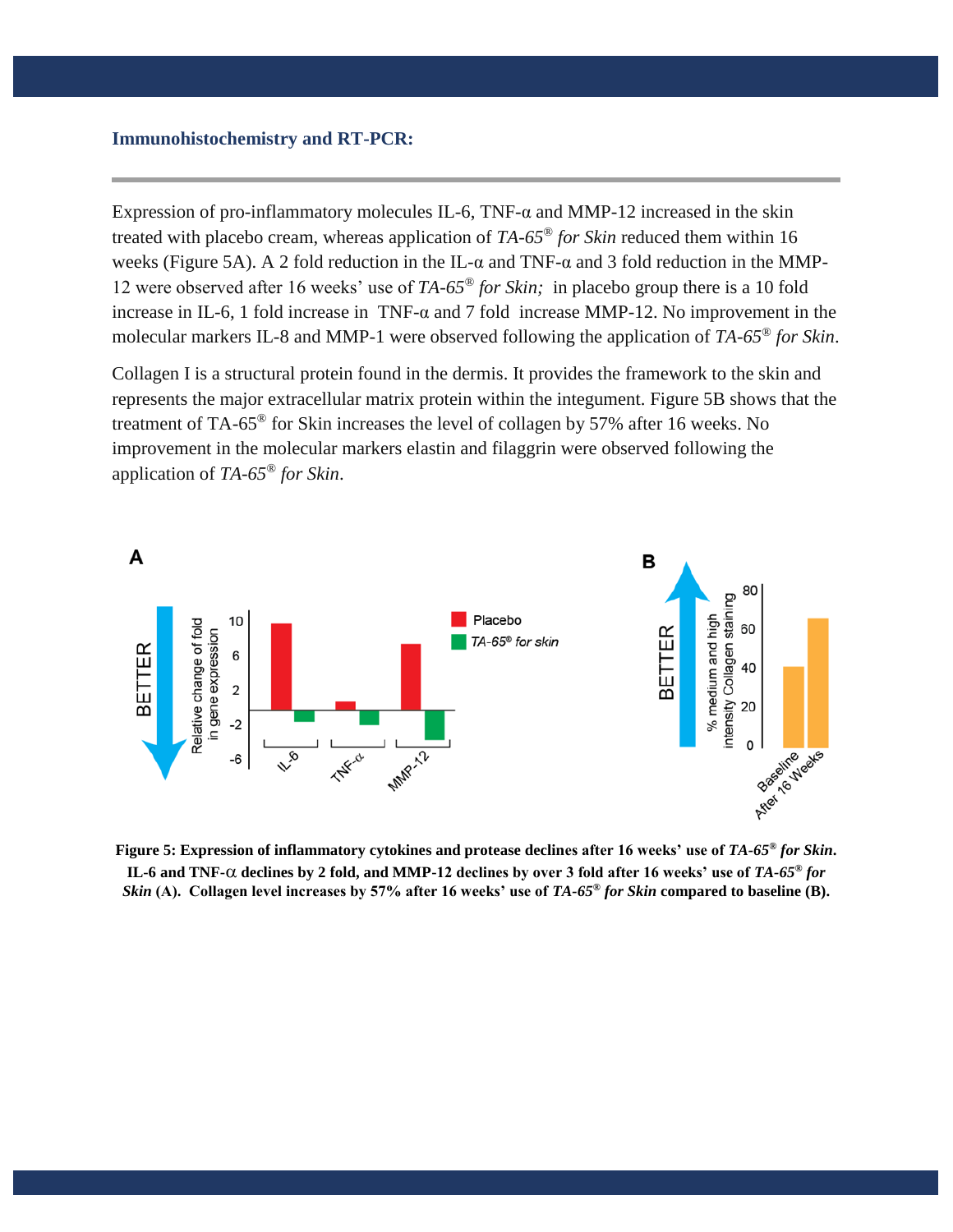### Immunohistochemistry and RT-PCR:

Expression of pro-inflammatory molecules IL-6, TNF-α and MMP-12 increased in the skin treated with placebo cream, whereas application of *TA-65® for Skin* reduced them within 16 weeks (Figure 5A). A 2 fold reduction in the IL-α and TNF-α and 3 fold reduction in the MMP-12 were observed after 16 weeks' use of *TA-65® for Skin;* in placebo group there is a 10 fold increase in IL-6, 1 fold increase in TNF-α and 7 fold increase MMP-12. No improvement in the molecular markers IL-8 and MMP-1 were observed following the application of *TA-65® for Skin*.

Collagen I is a structural protein found in the dermis. It provides the framework to the skin and represents the major extracellular matrix protein within the integument. Figure 5B shows that the treatment of TA-65® for Skin increases the level of collagen by 57% after 16 weeks. No improvement in the molecular markers elastin and filaggrin were observed following the application of *TA-65® for Skin*.

**Figure 5: Expression of inflammatory cytokines and protease declines after 16 weeks' use of *TA-65® for Skin*. IL-6 and TNF-α declines by 2 fold, and MMP-12 declines by over 3 fold after 16 weeks' use of *TA-65® for Skin* (A). Collagen level increases by 57% after 16 weeks' use of *TA-65® for Skin* compared to baseline (B).**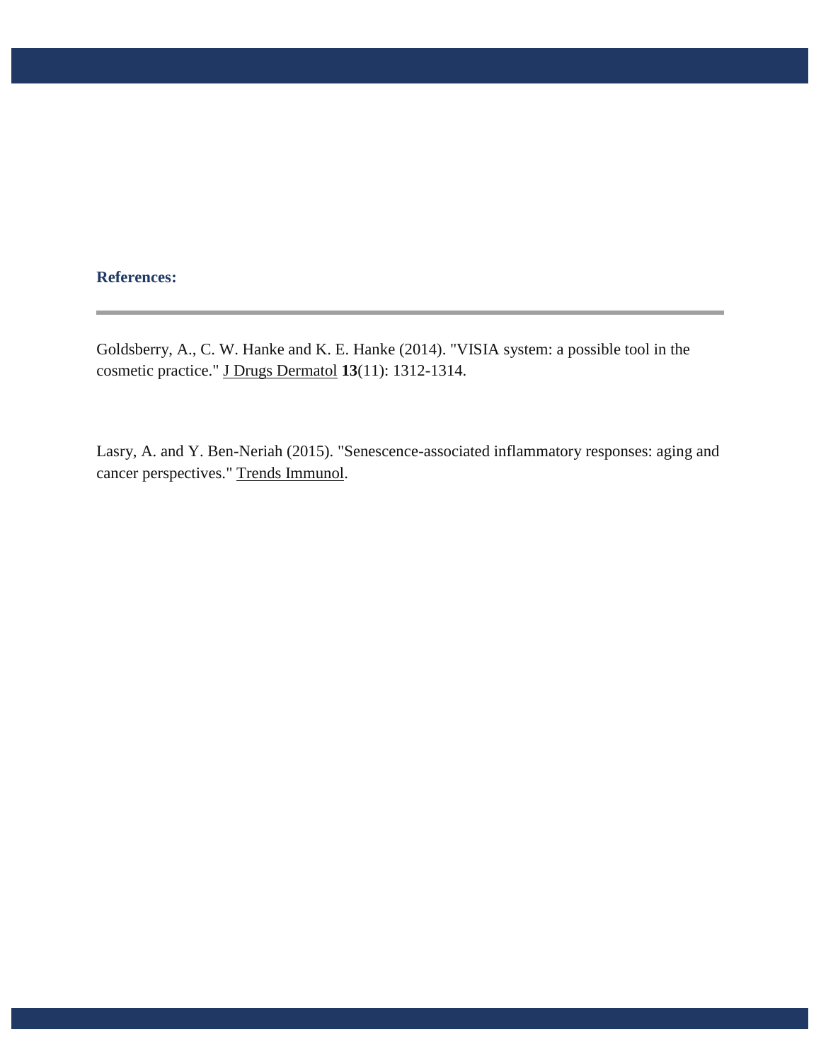### References:

---

Goldsberry, A., C. W. Hanke and K. E. Hanke (2014). "VISIA system: a possible tool in the cosmetic practice." J Drugs Dermatol **13**(11): 1312-1314.

Lasry, A. and Y. Ben-Neriah (2015). "Senescence-associated inflammatory responses: aging and cancer perspectives." Trends Immunol.